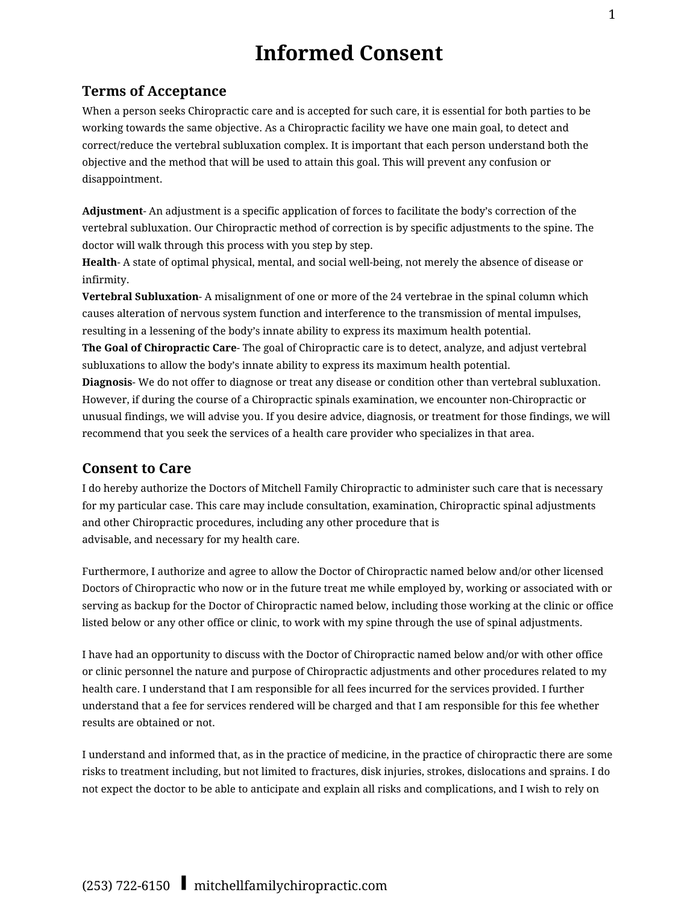# Informed Consent

## Terms of Acceptance

When a person seeks Chiropractic care and is accepted for such care, it is essential for both parties to be working towards the same objective. As a Chiropractic facility we have one main goal, to detect and correct/reduce the vertebral subluxation complex. It is important that each person understand both the objective and the method that will be used to attain this goal. This will prevent any confusion or disappointment.

**Adjustment**- An adjustment is a specific application of forces to facilitate the body's correction of the vertebral subluxation. Our Chiropractic method of correction is by specific adjustments to the spine. The doctor will walk through this process with you step by step.
**Health**- A state of optimal physical, mental, and social well-being, not merely the absence of disease or infirmity.
**Vertebral Subluxation**- A misalignment of one or more of the 24 vertebrae in the spinal column which causes alteration of nervous system function and interference to the transmission of mental impulses, resulting in a lessening of the body's innate ability to express its maximum health potential.
**The Goal of Chiropractic Care**- The goal of Chiropractic care is to detect, analyze, and adjust vertebral subluxations to allow the body's innate ability to express its maximum health potential.
**Diagnosis**- We do not offer to diagnose or treat any disease or condition other than vertebral subluxation. However, if during the course of a Chiropractic spinals examination, we encounter non-Chiropractic or unusual findings, we will advise you. If you desire advice, diagnosis, or treatment for those findings, we will recommend that you seek the services of a health care provider who specializes in that area.

## Consent to Care

I do hereby authorize the Doctors of Mitchell Family Chiropractic to administer such care that is necessary for my particular case. This care may include consultation, examination, Chiropractic spinal adjustments and other Chiropractic procedures, including any other procedure that is advisable, and necessary for my health care.

Furthermore, I authorize and agree to allow the Doctor of Chiropractic named below and/or other licensed Doctors of Chiropractic who now or in the future treat me while employed by, working or associated with or serving as backup for the Doctor of Chiropractic named below, including those working at the clinic or office listed below or any other office or clinic, to work with my spine through the use of spinal adjustments.

I have had an opportunity to discuss with the Doctor of Chiropractic named below and/or with other office or clinic personnel the nature and purpose of Chiropractic adjustments and other procedures related to my health care. I understand that I am responsible for all fees incurred for the services provided. I further understand that a fee for services rendered will be charged and that I am responsible for this fee whether results are obtained or not.

I understand and informed that, as in the practice of medicine, in the practice of chiropractic there are some risks to treatment including, but not limited to fractures, disk injuries, strokes, dislocations and sprains. I do not expect the doctor to be able to anticipate and explain all risks and complications, and I wish to rely on

(253) 722-6150 ▌ mitchellfamilychiropractic.com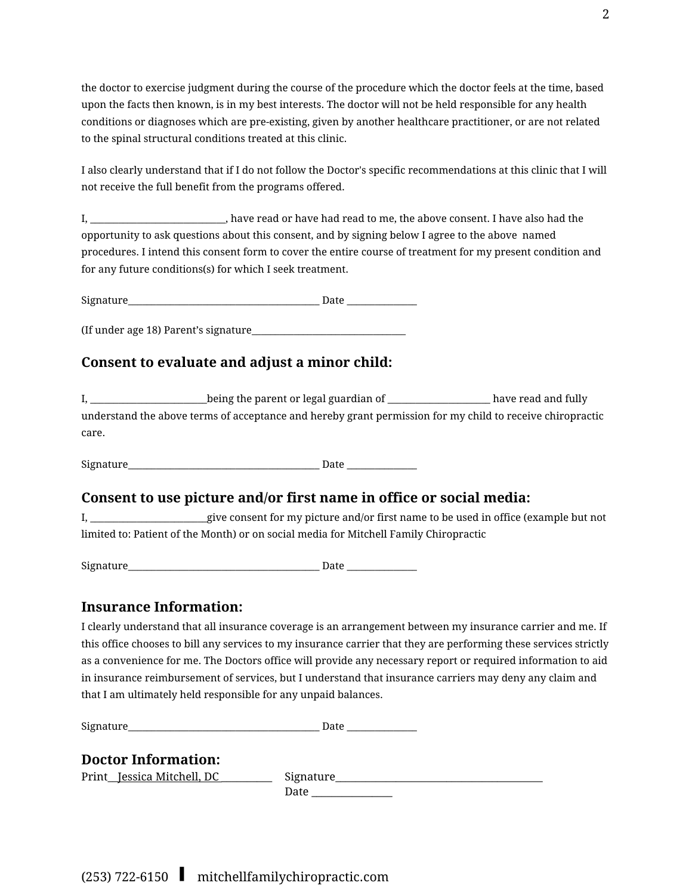the doctor to exercise judgment during the course of the procedure which the doctor feels at the time, based upon the facts then known, is in my best interests. The doctor will not be held responsible for any health conditions or diagnoses which are pre-existing, given by another healthcare practitioner, or are not related to the spinal structural conditions treated at this clinic.

I also clearly understand that if I do not follow the Doctor's specific recommendations at this clinic that I will not receive the full benefit from the programs offered.

I, ____________________________, have read or have had read to me, the above consent. I have also had the opportunity to ask questions about this consent, and by signing below I agree to the above named procedures. I intend this consent form to cover the entire course of treatment for my present condition and for any future conditions(s) for which I seek treatment.

Signature__________________________________________ Date _______________

(If under age 18) Parent's signature__________________________________

## Consent to evaluate and adjust a minor child:

I, _________________________being the parent or legal guardian of ______________________ have read and fully understand the above terms of acceptance and hereby grant permission for my child to receive chiropractic care.

Signature__________________________________________ Date _______________

## Consent to use picture and/or first name in office or social media:

I, _________________________give consent for my picture and/or first name to be used in office (example but not limited to: Patient of the Month) or on social media for Mitchell Family Chiropractic

Signature__________________________________________ Date _______________

## Insurance Information:

I clearly understand that all insurance coverage is an arrangement between my insurance carrier and me. If this office chooses to bill any services to my insurance carrier that they are performing these services strictly as a convenience for me. The Doctors office will provide any necessary report or required information to aid in insurance reimbursement of services, but I understand that insurance carriers may deny any claim and that I am ultimately held responsible for any unpaid balances.

Signature__________________________________________ Date _______________

## Doctor Information:

Print__Jessica Mitchell, DC___________ Signature____________________________________________
Date _________________

(253) 722-6150 | mitchellfamilychiropractic.com